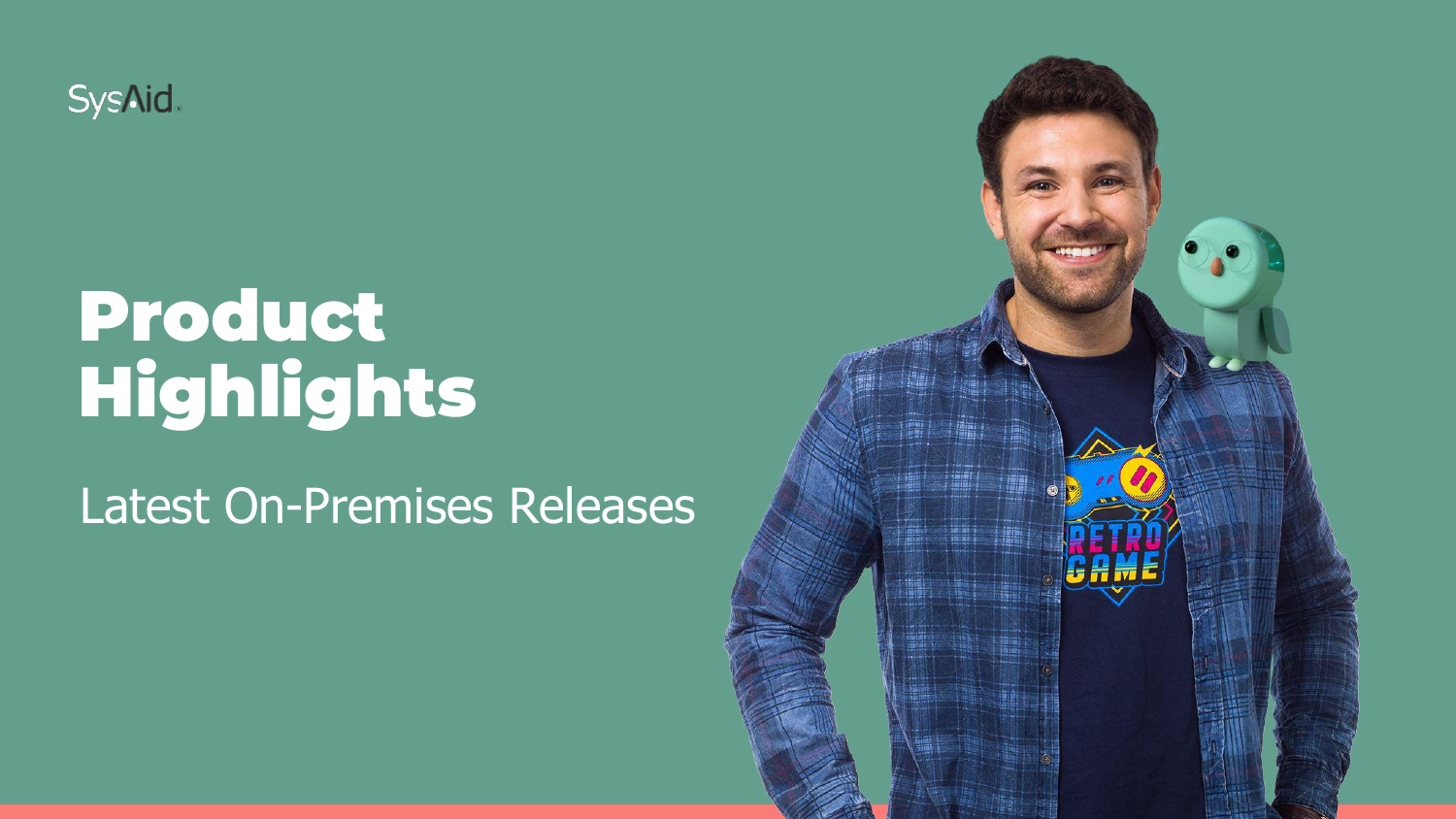SysAid

# Product Highlights

Latest On-Premises Releases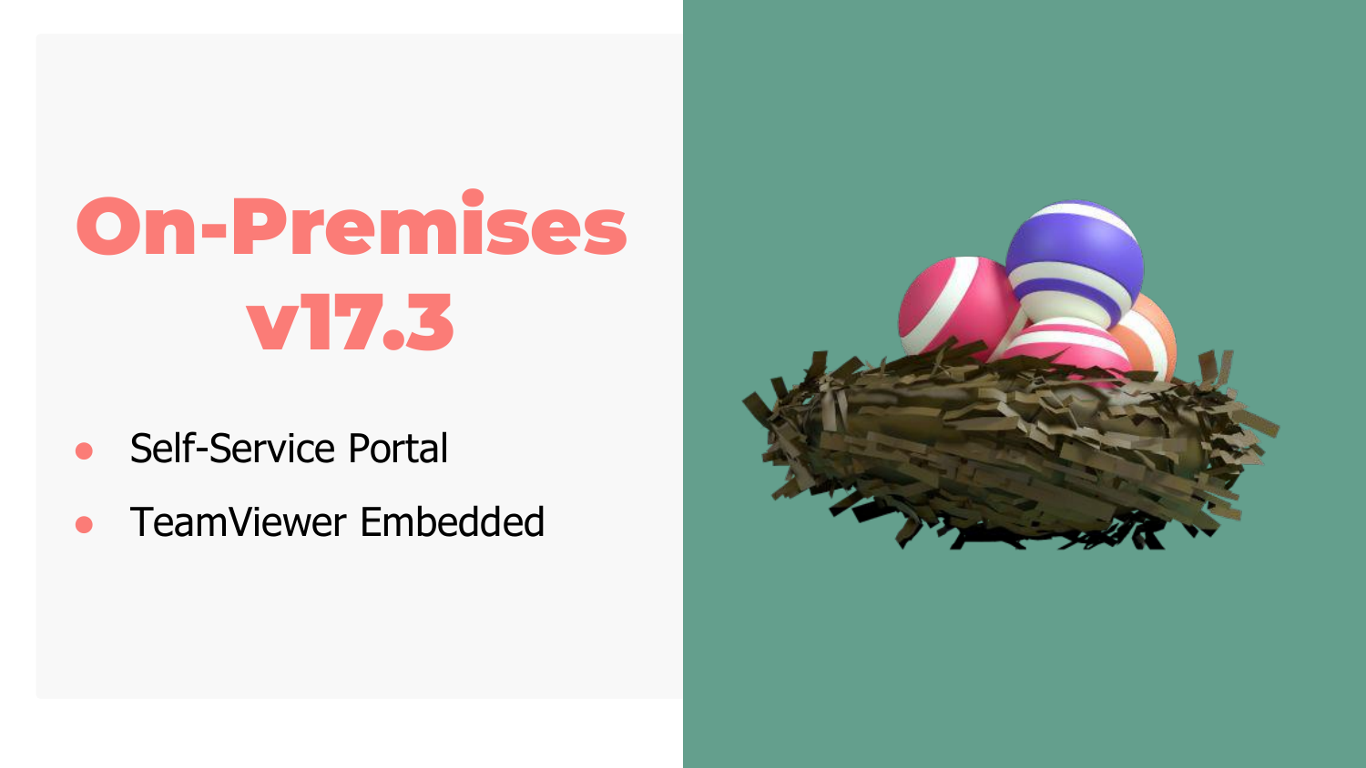# On-Premises v17.3

- Self-Service Portal
- TeamViewer Embedded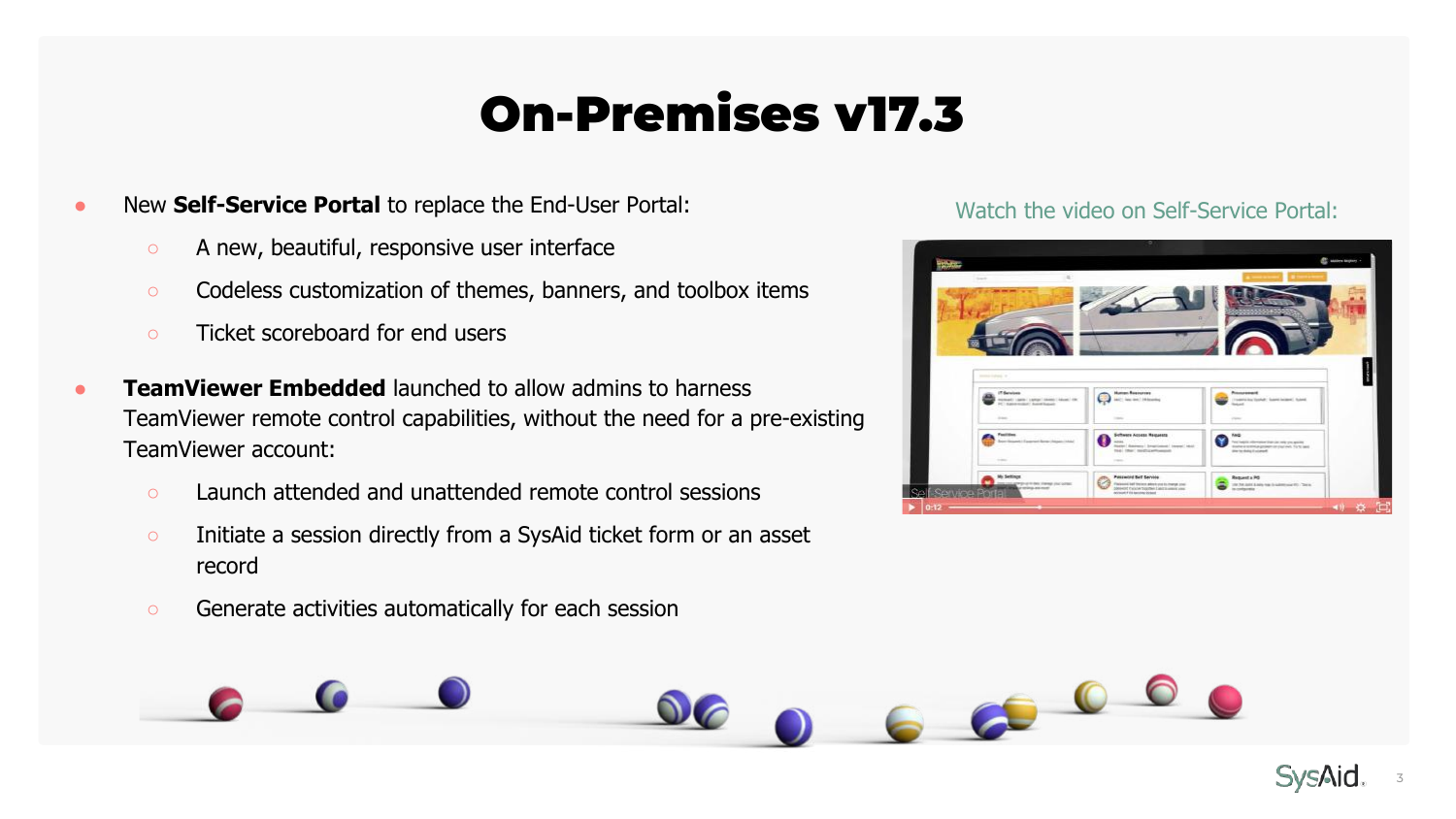# On-Premises v17.3

- New **Self-Service Portal** to replace the End-User Portal:
  - A new, beautiful, responsive user interface
  - Codeless customization of themes, banners, and toolbox items
  - Ticket scoreboard for end users
- **TeamViewer Embedded** launched to allow admins to harness TeamViewer remote control capabilities, without the need for a pre-existing TeamViewer account:
  - Launch attended and unattended remote control sessions
  - Initiate a session directly from a SysAid ticket form or an asset record
  - Generate activities automatically for each session

Watch the video on Self-Service Portal: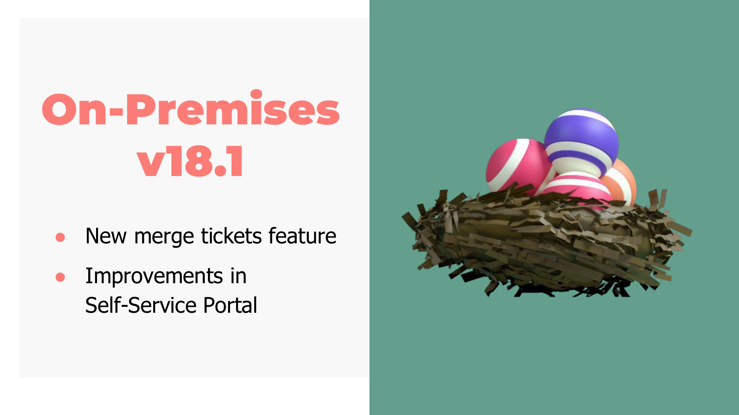# On-Premises v18.1

- New merge tickets feature
- Improvements in Self-Service Portal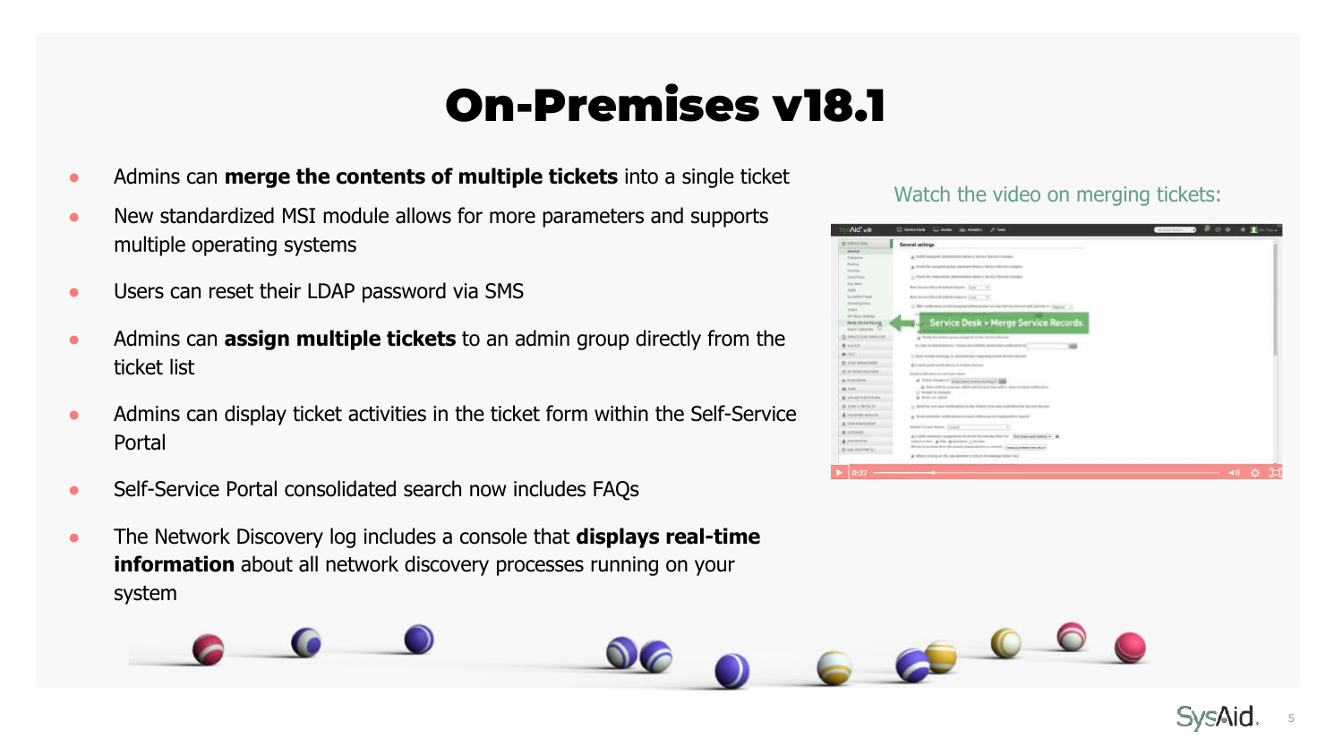# On-Premises v18.1

- Admins can **merge the contents of multiple tickets** into a single ticket
- New standardized MSI module allows for more parameters and supports multiple operating systems
- Users can reset their LDAP password via SMS
- Admins can **assign multiple tickets** to an admin group directly from the ticket list
- Admins can display ticket activities in the ticket form within the Self-Service Portal
- Self-Service Portal consolidated search now includes FAQs
- The Network Discovery log includes a console that **displays real-time information** about all network discovery processes running on your system

Watch the video on merging tickets: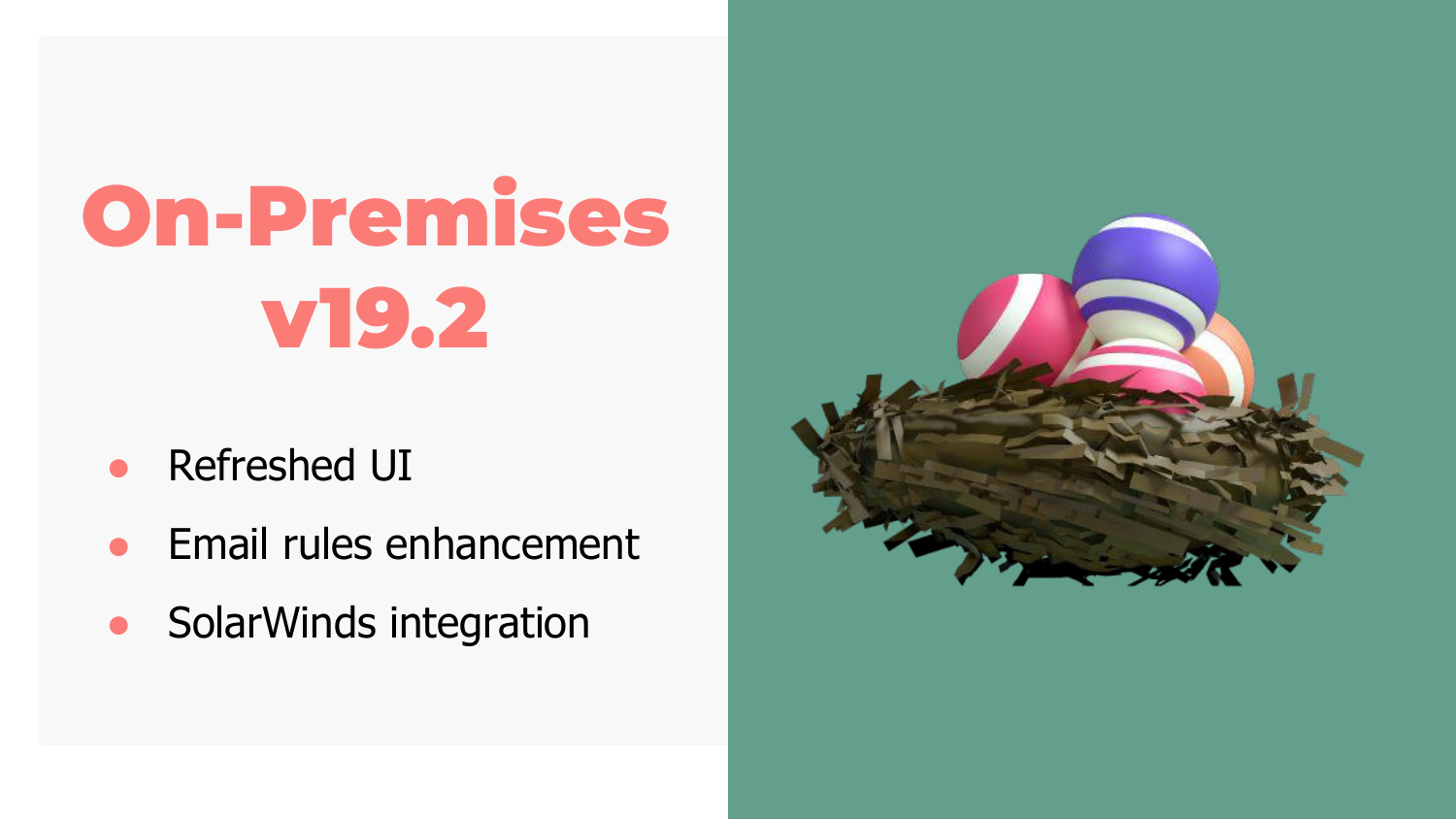# On-Premises v19.2

- Refreshed UI
- Email rules enhancement
- SolarWinds integration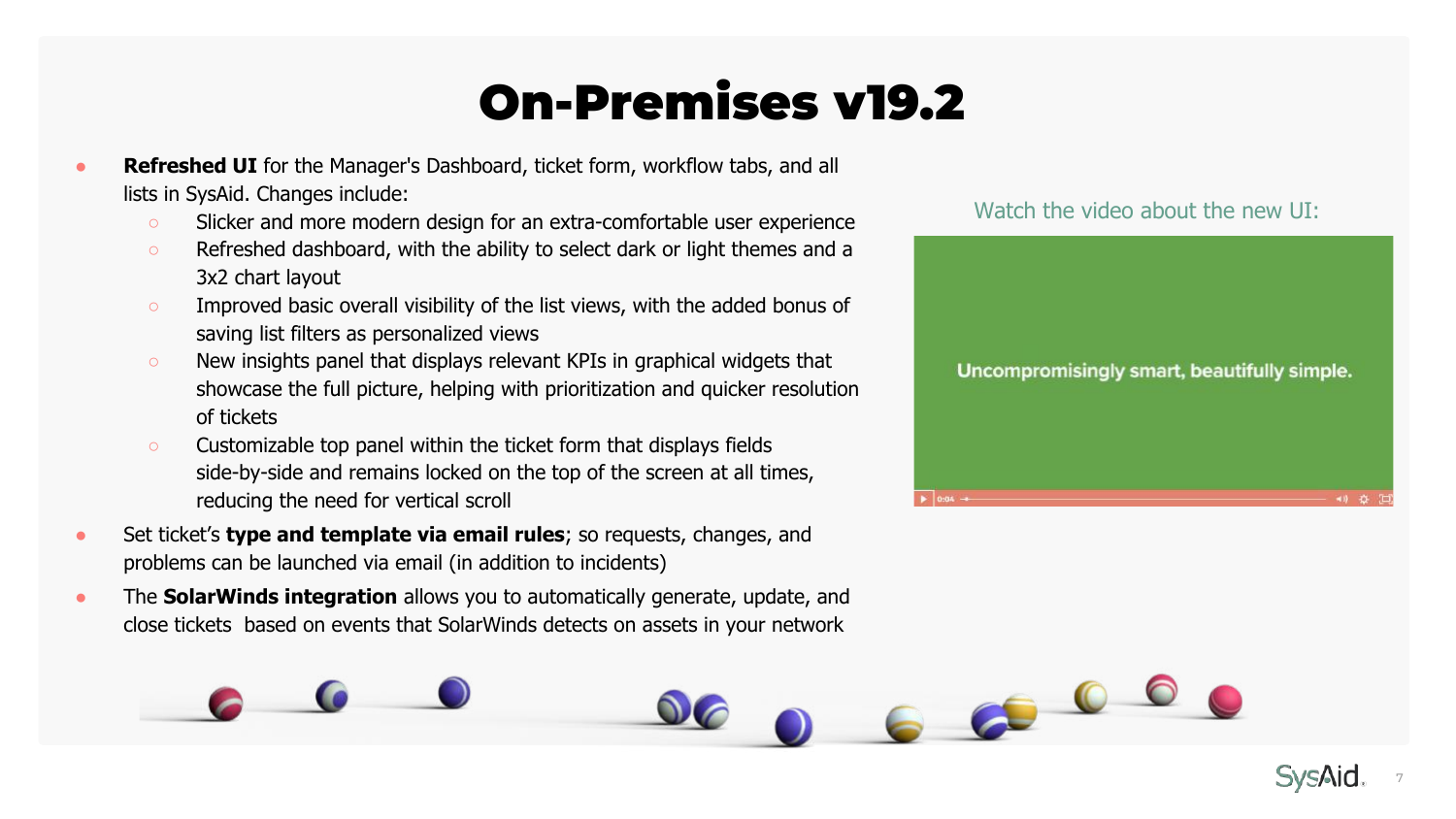# On-Premises v19.2

- **Refreshed UI** for the Manager's Dashboard, ticket form, workflow tabs, and all lists in SysAid. Changes include:
  - Slicker and more modern design for an extra-comfortable user experience
  - Refreshed dashboard, with the ability to select dark or light themes and a 3x2 chart layout
  - Improved basic overall visibility of the list views, with the added bonus of saving list filters as personalized views
  - New insights panel that displays relevant KPIs in graphical widgets that showcase the full picture, helping with prioritization and quicker resolution of tickets
  - Customizable top panel within the ticket form that displays fields side-by-side and remains locked on the top of the screen at all times, reducing the need for vertical scroll
- Set ticket's **type and template via email rules**; so requests, changes, and problems can be launched via email (in addition to incidents)
- The **SolarWinds integration** allows you to automatically generate, update, and close tickets based on events that SolarWinds detects on assets in your network

Watch the video about the new UI:

Uncompromisingly smart, beautifully simple.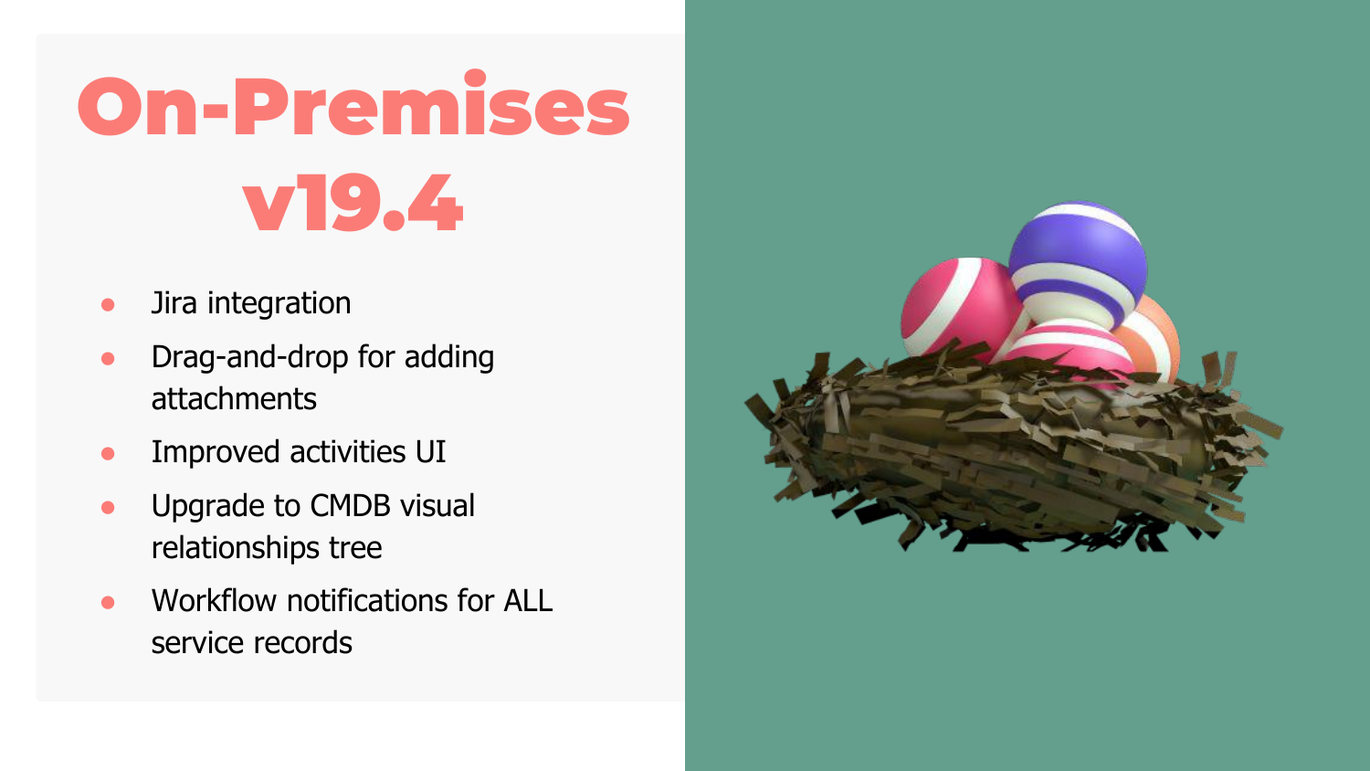# On-Premises v19.4

- Jira integration
- Drag-and-drop for adding attachments
- Improved activities UI
- Upgrade to CMDB visual relationships tree
- Workflow notifications for ALL service records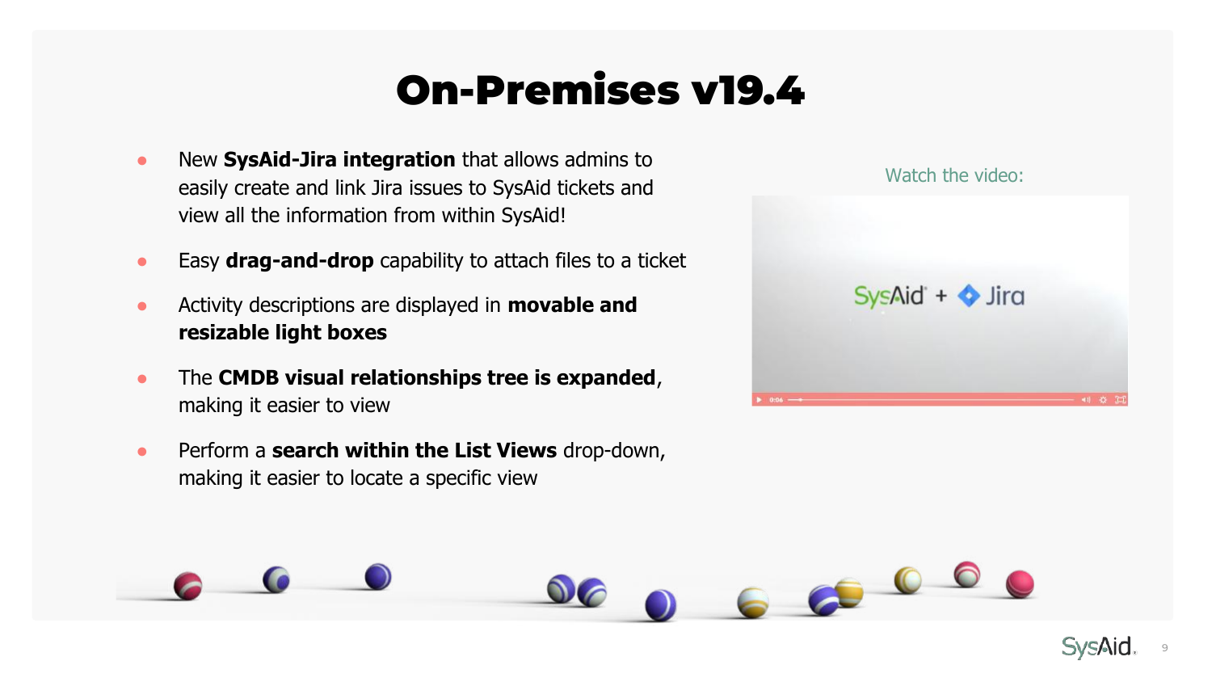# On-Premises v19.4

- New **SysAid-Jira integration** that allows admins to easily create and link Jira issues to SysAid tickets and view all the information from within SysAid!
- Easy **drag-and-drop** capability to attach files to a ticket
- Activity descriptions are displayed in **movable and resizable light boxes**
- The **CMDB visual relationships tree is expanded**, making it easier to view
- Perform a **search within the List Views** drop-down, making it easier to locate a specific view

Watch the video: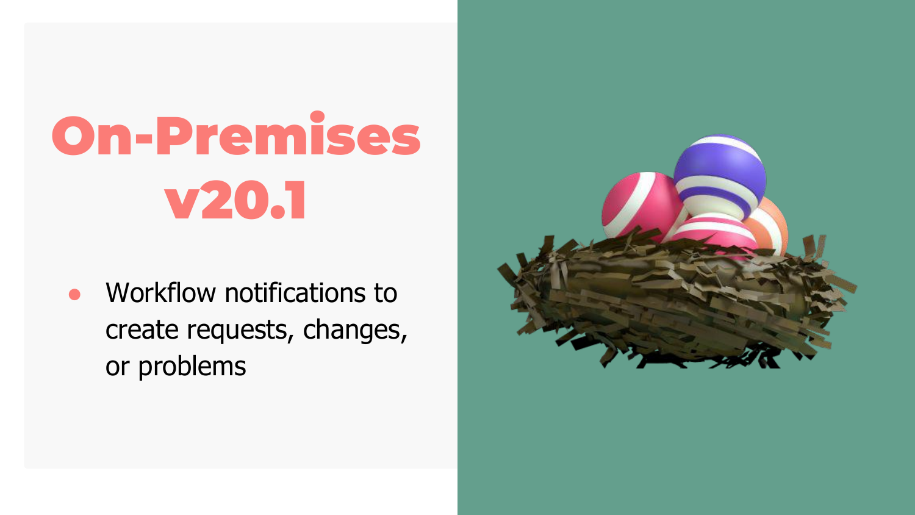# On-Premises v20.1

- Workflow notifications to create requests, changes, or problems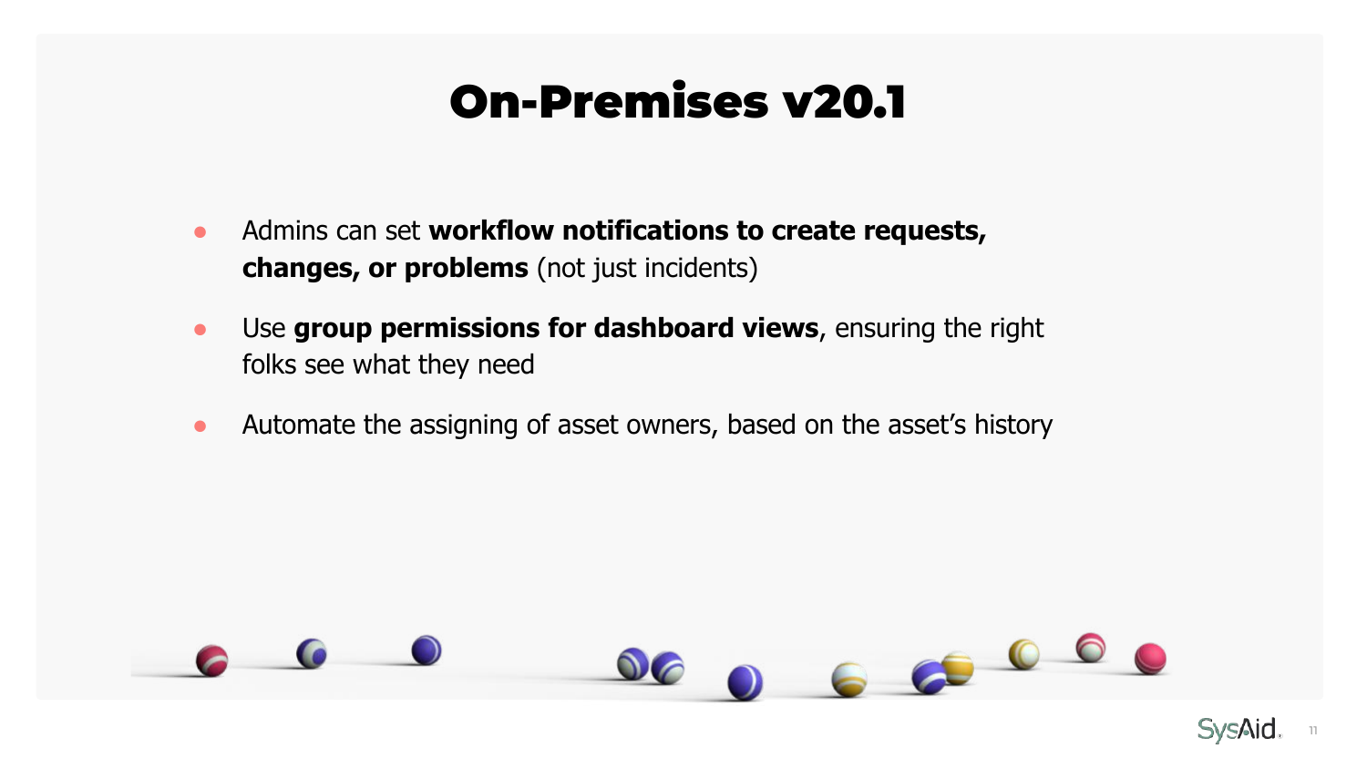# On-Premises v20.1

- Admins can set **workflow notifications to create requests, changes, or problems** (not just incidents)
- Use **group permissions for dashboard views**, ensuring the right folks see what they need
- Automate the assigning of asset owners, based on the asset's history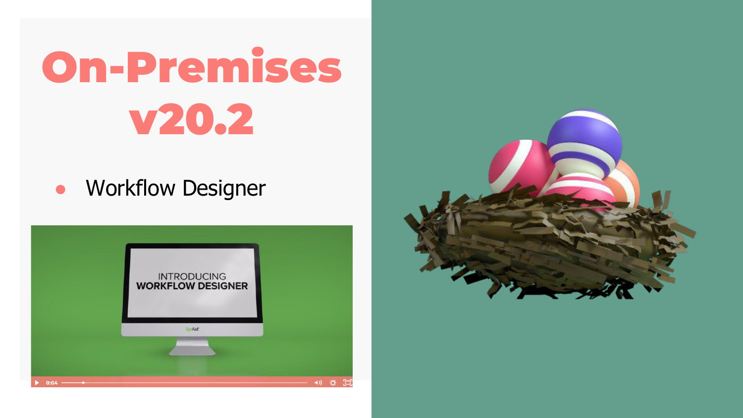# On-Premises v20.2

- Workflow Designer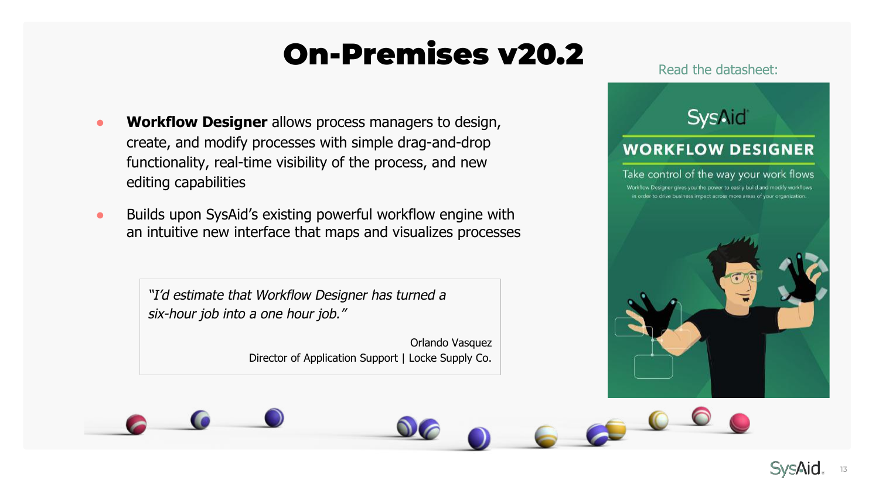# On-Premises v20.2

- **Workflow Designer** allows process managers to design, create, and modify processes with simple drag-and-drop functionality, real-time visibility of the process, and new editing capabilities
- Builds upon SysAid's existing powerful workflow engine with an intuitive new interface that maps and visualizes processes

> *"I'd estimate that Workflow Designer has turned a six-hour job into a one hour job."*
>
> Orlando Vasquez
> Director of Application Support | Locke Supply Co.

Read the datasheet:

SysAid

WORKFLOW DESIGNER

Take control of the way your work flows

Workflow Designer gives you the power to easily build and modify workflows in order to drive business impact across more areas of your organization.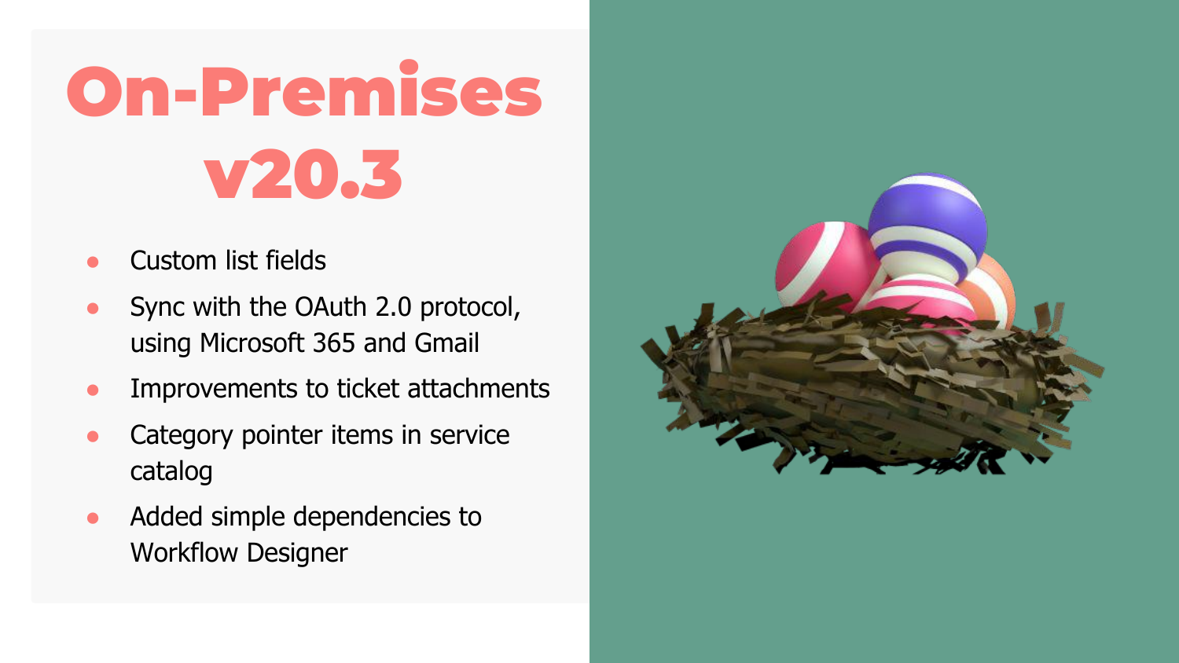# On-Premises v20.3

- Custom list fields
- Sync with the OAuth 2.0 protocol, using Microsoft 365 and Gmail
- Improvements to ticket attachments
- Category pointer items in service catalog
- Added simple dependencies to Workflow Designer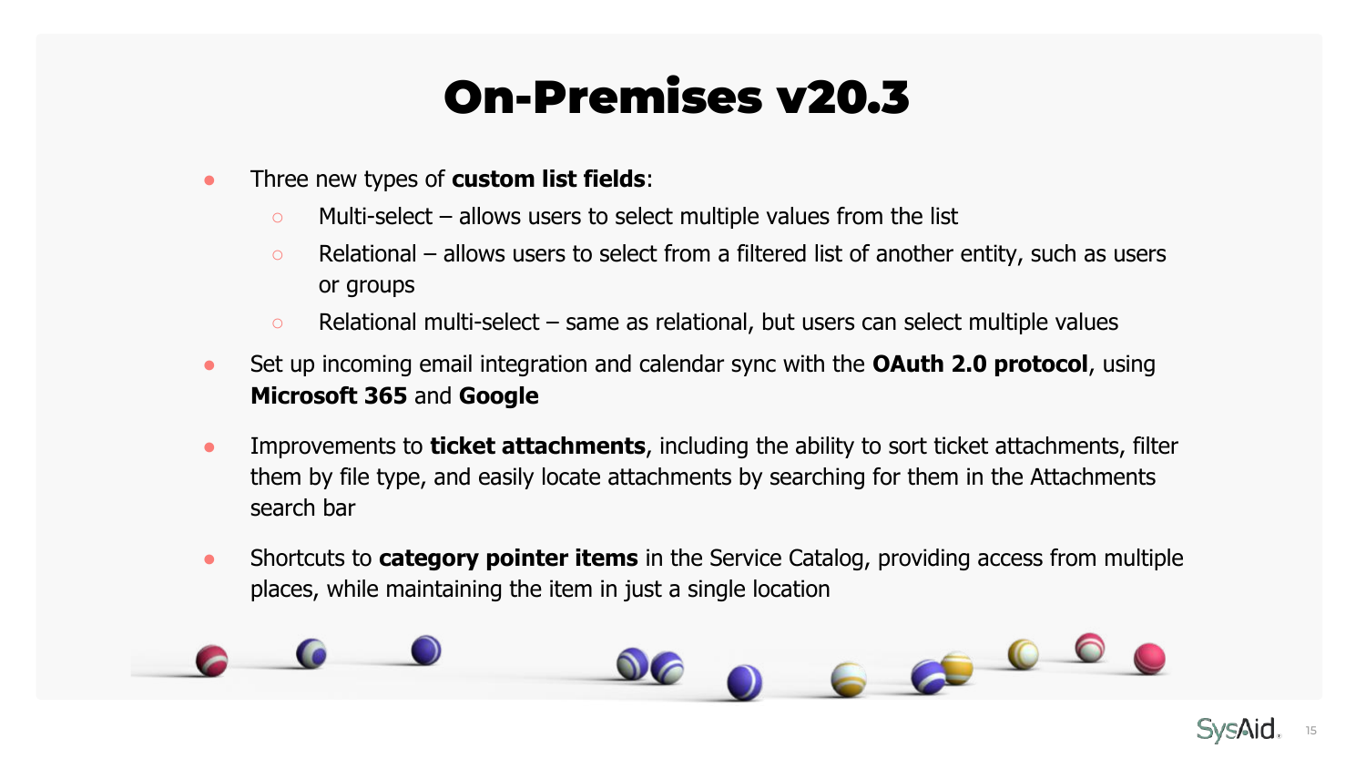# On-Premises v20.3

- Three new types of **custom list fields**:
  - Multi-select – allows users to select multiple values from the list
  - Relational – allows users to select from a filtered list of another entity, such as users or groups
  - Relational multi-select – same as relational, but users can select multiple values
- Set up incoming email integration and calendar sync with the **OAuth 2.0 protocol**, using **Microsoft 365** and **Google**
- Improvements to **ticket attachments**, including the ability to sort ticket attachments, filter them by file type, and easily locate attachments by searching for them in the Attachments search bar
- Shortcuts to **category pointer items** in the Service Catalog, providing access from multiple places, while maintaining the item in just a single location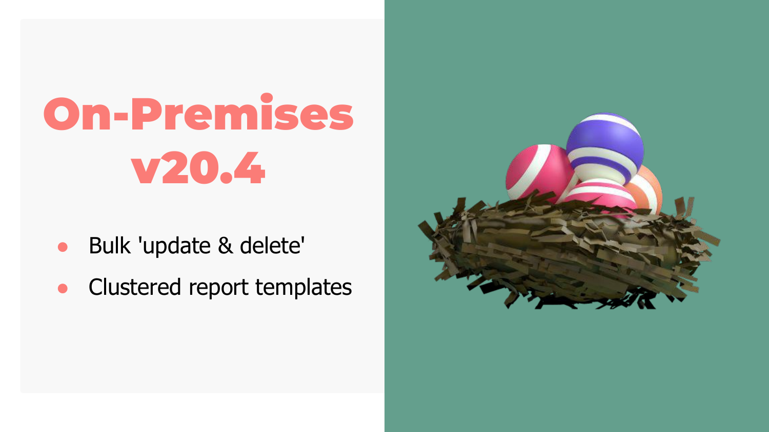# On-Premises v20.4

- Bulk 'update & delete'
- Clustered report templates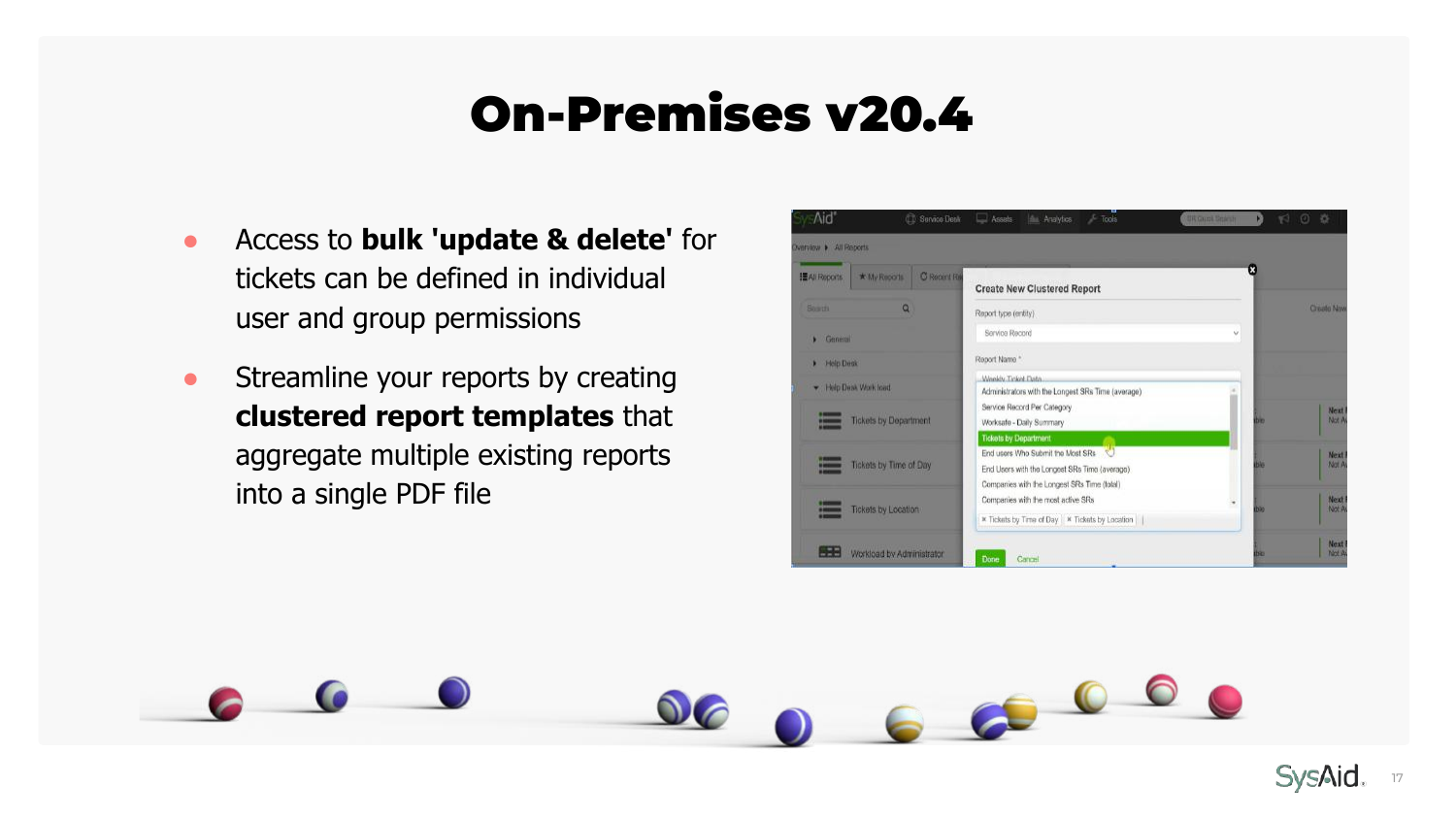# On-Premises v20.4

- Access to **bulk 'update & delete'** for tickets can be defined in individual user and group permissions
- Streamline your reports by creating **clustered report templates** that aggregate multiple existing reports into a single PDF file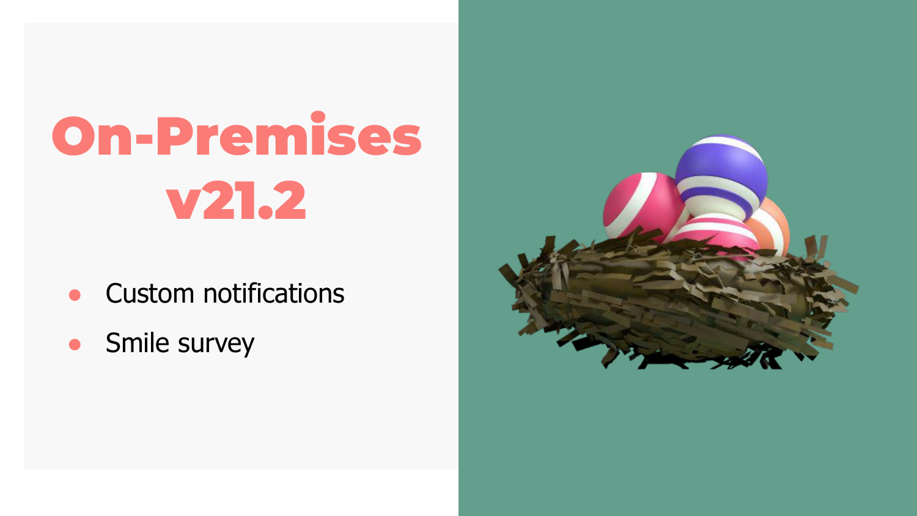# On-Premises v21.2

- Custom notifications
- Smile survey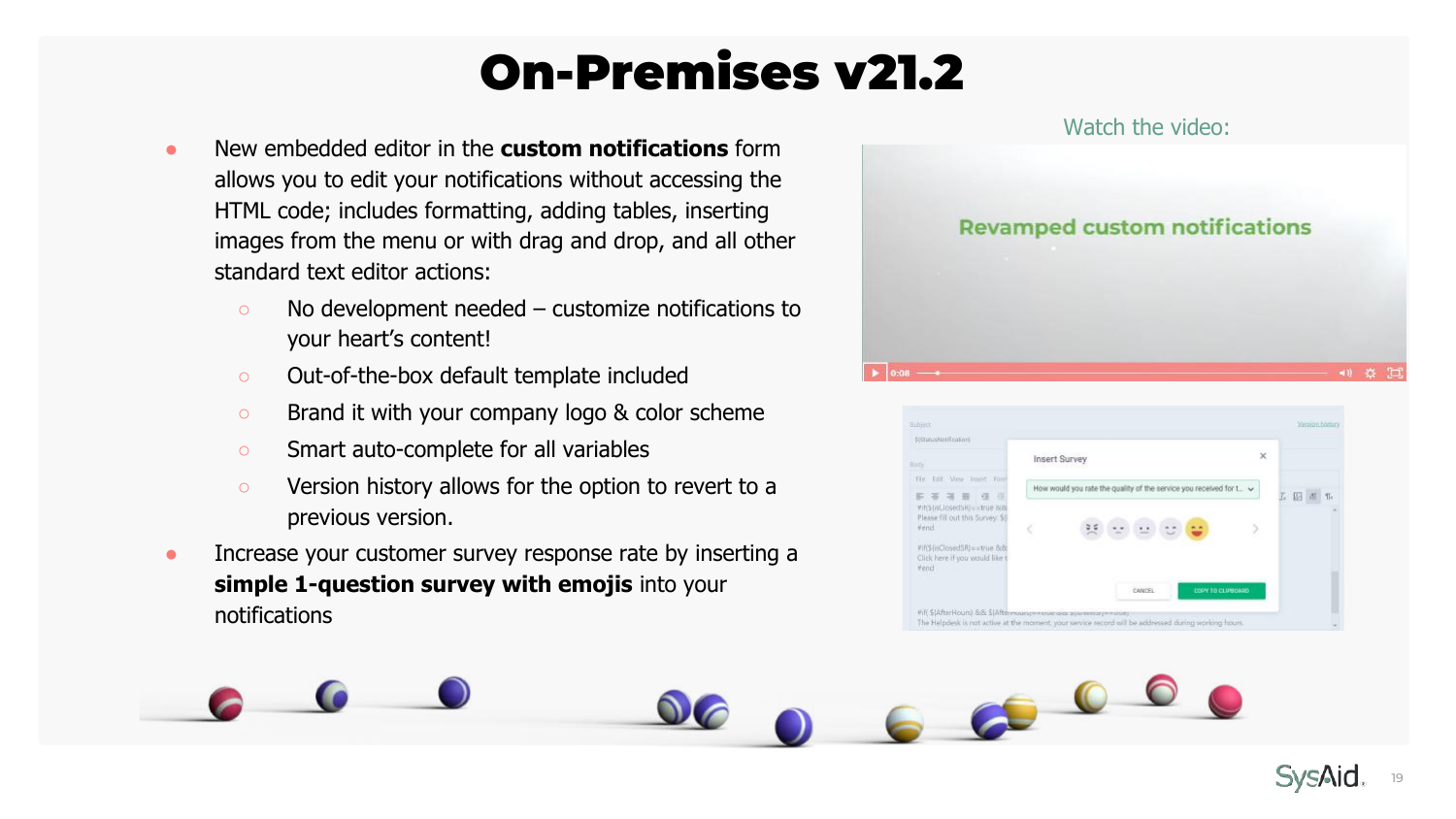# On-Premises v21.2

- New embedded editor in the **custom notifications** form allows you to edit your notifications without accessing the HTML code; includes formatting, adding tables, inserting images from the menu or with drag and drop, and all other standard text editor actions:
  - No development needed – customize notifications to your heart's content!
  - Out-of-the-box default template included
  - Brand it with your company logo & color scheme
  - Smart auto-complete for all variables
  - Version history allows for the option to revert to a previous version.
- Increase your customer survey response rate by inserting a **simple 1-question survey with emojis** into your notifications

Watch the video: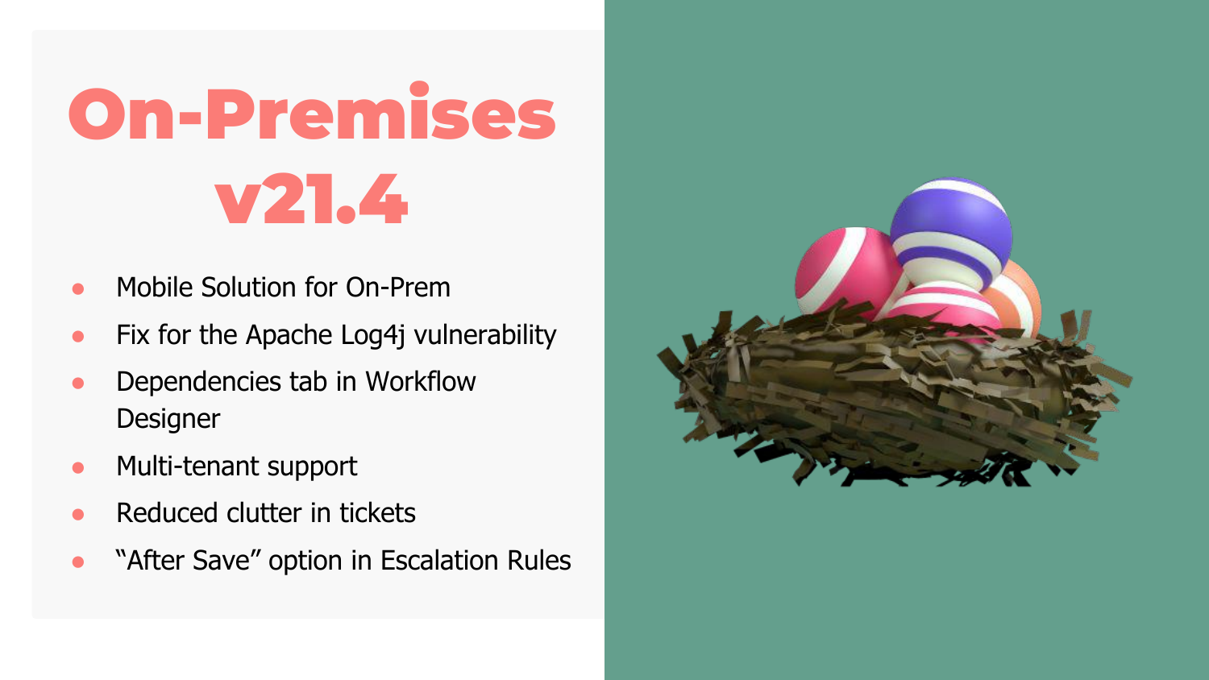# On-Premises v21.4

- Mobile Solution for On-Prem
- Fix for the Apache Log4j vulnerability
- Dependencies tab in Workflow Designer
- Multi-tenant support
- Reduced clutter in tickets
- “After Save” option in Escalation Rules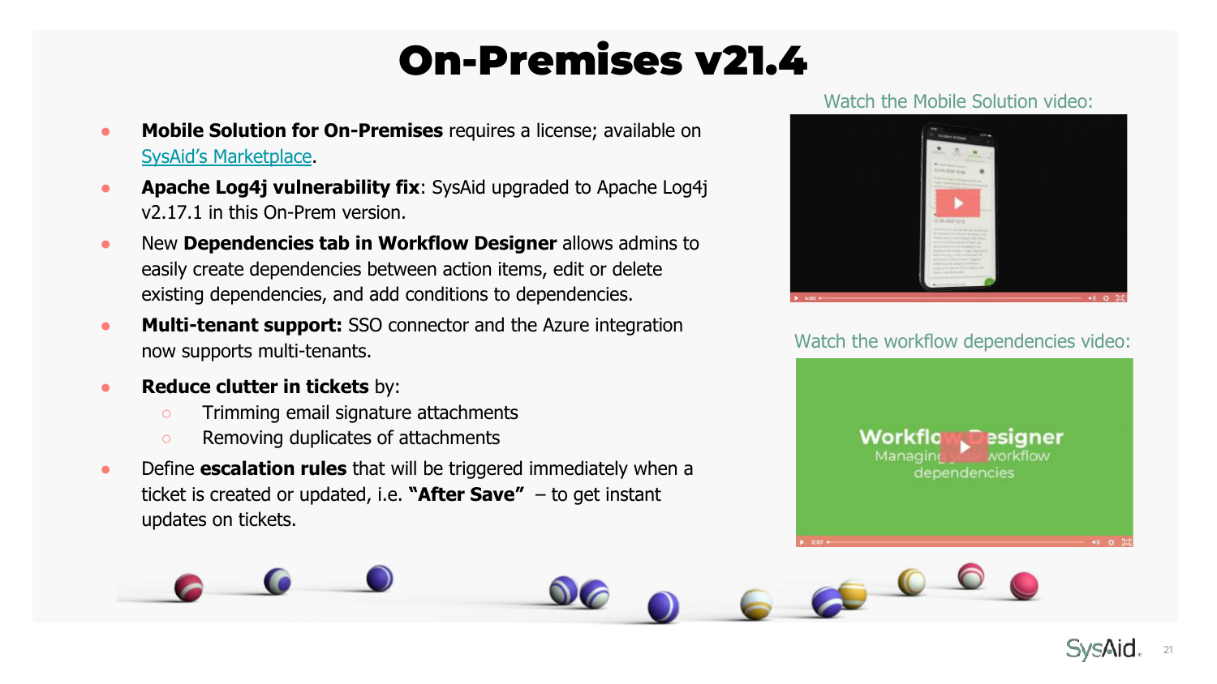# On-Premises v21.4

- **Mobile Solution for On-Premises** requires a license; available on [SysAid's Marketplace](#).
- **Apache Log4j vulnerability fix**: SysAid upgraded to Apache Log4j v2.17.1 in this On-Prem version.
- New **Dependencies tab in Workflow Designer** allows admins to easily create dependencies between action items, edit or delete existing dependencies, and add conditions to dependencies.
- **Multi-tenant support:** SSO connector and the Azure integration now supports multi-tenants.
- **Reduce clutter in tickets** by:
  - Trimming email signature attachments
  - Removing duplicates of attachments
- Define **escalation rules** that will be triggered immediately when a ticket is created or updated, i.e. **"After Save"** – to get instant updates on tickets.

Watch the Mobile Solution video:

Watch the workflow dependencies video: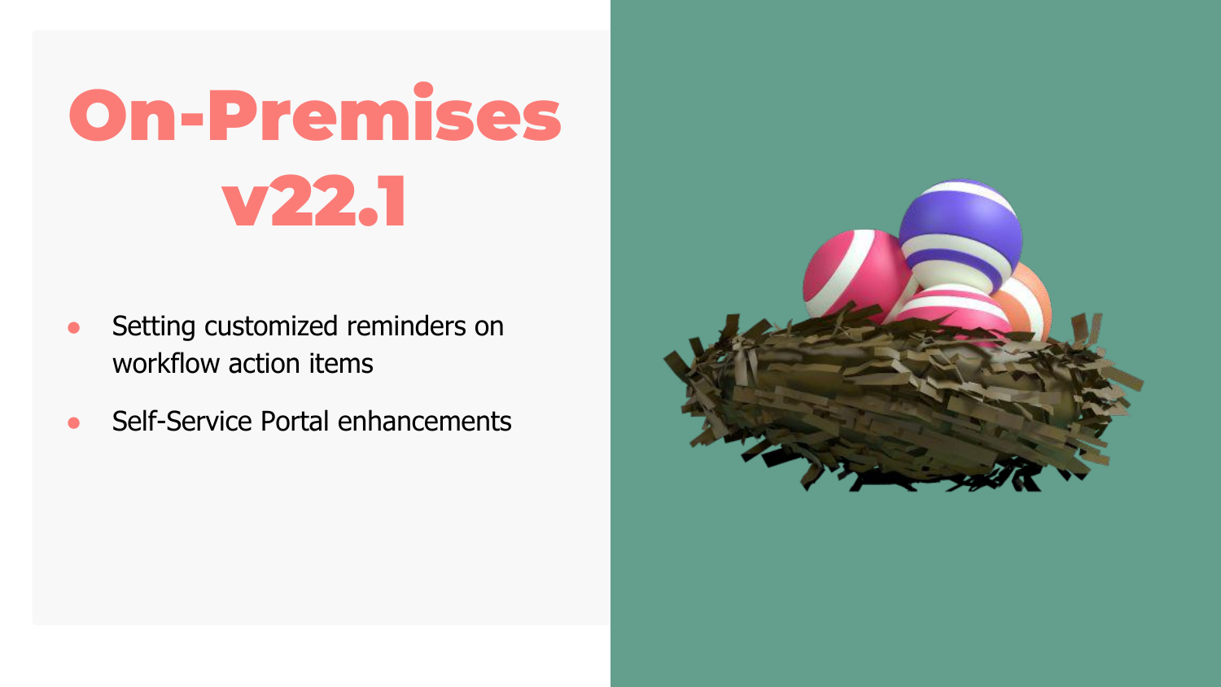# On-Premises v22.1

- Setting customized reminders on workflow action items
- Self-Service Portal enhancements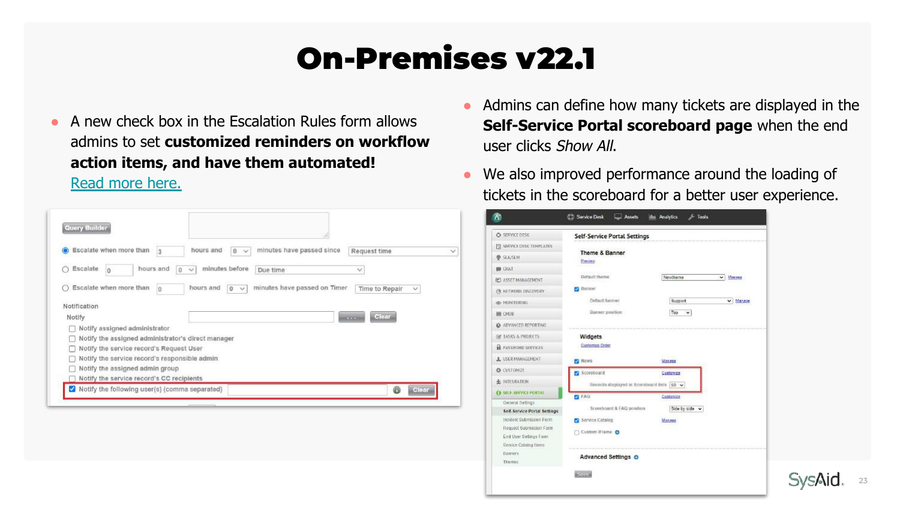# On-Premises v22.1

- A new check box in the Escalation Rules form allows admins to set **customized reminders on workflow action items, and have them automated!** Read more here.

- Admins can define how many tickets are displayed in the **Self-Service Portal scoreboard page** when the end user clicks *Show All*.
- We also improved performance around the loading of tickets in the scoreboard for a better user experience.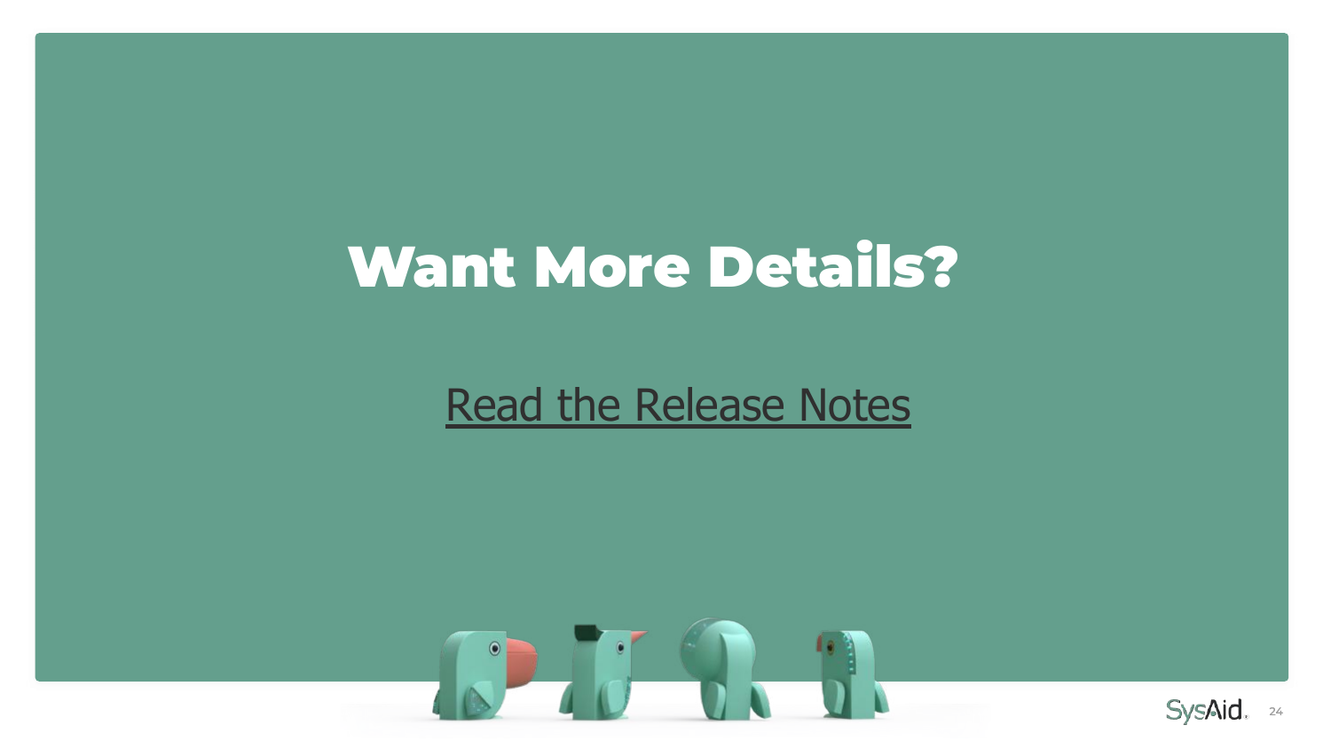# Want More Details?

Read the Release Notes